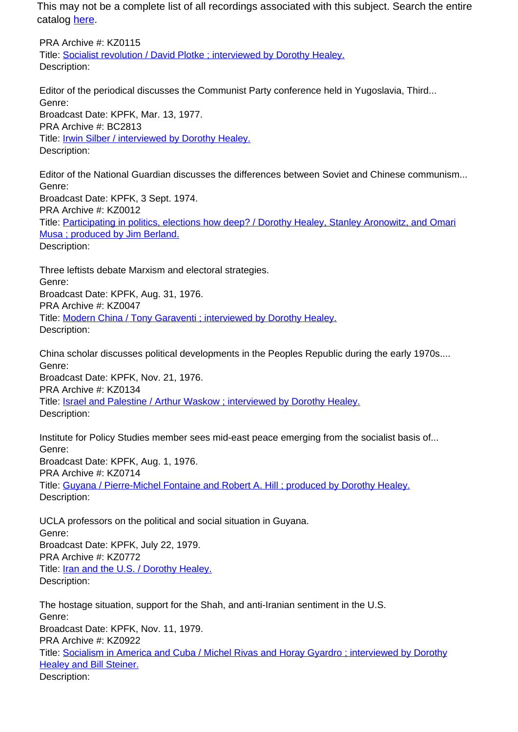This may not be a complete list of all recordings associated with this subject. Search the entire catalog here.

PRA Archive #: KZ0115
Title: Socialist revolution / David Plotke ; interviewed by Dorothy Healey.
Description:

Editor of the periodical discusses the Communist Party conference held in Yugoslavia, Third...
Genre:
Broadcast Date: KPFK, Mar. 13, 1977.

PRA Archive #: BC2813
Title: Irwin Silber / interviewed by Dorothy Healey.
Description:

Editor of the National Guardian discusses the differences between Soviet and Chinese communism...
Genre:
Broadcast Date: KPFK, 3 Sept. 1974.

PRA Archive #: KZ0012
Title: Participating in politics, elections how deep? / Dorothy Healey, Stanley Aronowitz, and Omari Musa ; produced by Jim Berland.
Description:

Three leftists debate Marxism and electoral strategies.
Genre:
Broadcast Date: KPFK, Aug. 31, 1976.

PRA Archive #: KZ0047
Title: Modern China / Tony Garaventi ; interviewed by Dorothy Healey.
Description:

China scholar discusses political developments in the Peoples Republic during the early 1970s....
Genre:
Broadcast Date: KPFK, Nov. 21, 1976.

PRA Archive #: KZ0134
Title: Israel and Palestine / Arthur Waskow ; interviewed by Dorothy Healey.
Description:

Institute for Policy Studies member sees mid-east peace emerging from the socialist basis of...
Genre:
Broadcast Date: KPFK, Aug. 1, 1976.

PRA Archive #: KZ0714
Title: Guyana / Pierre-Michel Fontaine and Robert A. Hill ; produced by Dorothy Healey.
Description:

UCLA professors on the political and social situation in Guyana.
Genre:
Broadcast Date: KPFK, July 22, 1979.

PRA Archive #: KZ0772
Title: Iran and the U.S. / Dorothy Healey.
Description:

The hostage situation, support for the Shah, and anti-Iranian sentiment in the U.S.
Genre:
Broadcast Date: KPFK, Nov. 11, 1979.

PRA Archive #: KZ0922
Title: Socialism in America and Cuba / Michel Rivas and Horay Gyardro ; interviewed by Dorothy Healey and Bill Steiner.
Description: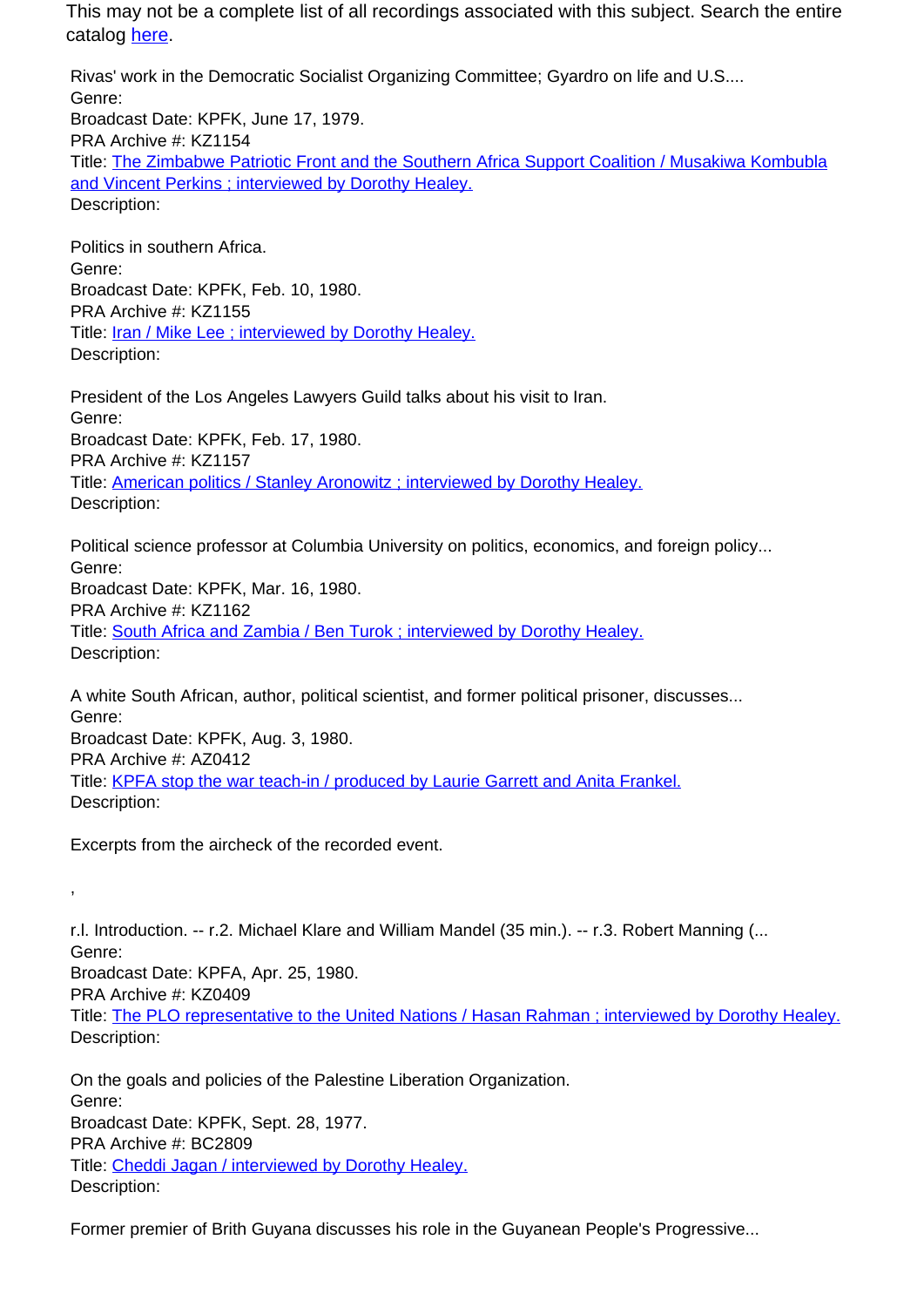This may not be a complete list of all recordings associated with this subject. Search the entire catalog [here](#).

Rivas' work in the Democratic Socialist Organizing Committee; Gyardro on life and U.S....
Genre:
Broadcast Date: KPFK, June 17, 1979.
PRA Archive #: KZ1154
Title: [The Zimbabwe Patriotic Front and the Southern Africa Support Coalition / Musakiwa Kombubla and Vincent Perkins ; interviewed by Dorothy Healey.](#)
Description:

Politics in southern Africa.
Genre:
Broadcast Date: KPFK, Feb. 10, 1980.
PRA Archive #: KZ1155
Title: [Iran / Mike Lee ; interviewed by Dorothy Healey.](#)
Description:

President of the Los Angeles Lawyers Guild talks about his visit to Iran.
Genre:
Broadcast Date: KPFK, Feb. 17, 1980.
PRA Archive #: KZ1157
Title: [American politics / Stanley Aronowitz ; interviewed by Dorothy Healey.](#)
Description:

Political science professor at Columbia University on politics, economics, and foreign policy...
Genre:
Broadcast Date: KPFK, Mar. 16, 1980.
PRA Archive #: KZ1162
Title: [South Africa and Zambia / Ben Turok ; interviewed by Dorothy Healey.](#)
Description:

A white South African, author, political scientist, and former political prisoner, discusses...
Genre:
Broadcast Date: KPFK, Aug. 3, 1980.
PRA Archive #: AZ0412
Title: [KPFA stop the war teach-in / produced by Laurie Garrett and Anita Frankel.](#)
Description:

Excerpts from the aircheck of the recorded event.

,

r.l. Introduction. -- r.2. Michael Klare and William Mandel (35 min.). -- r.3. Robert Manning (...
Genre:
Broadcast Date: KPFA, Apr. 25, 1980.
PRA Archive #: KZ0409
Title: [The PLO representative to the United Nations / Hasan Rahman ; interviewed by Dorothy Healey.](#)
Description:

On the goals and policies of the Palestine Liberation Organization.
Genre:
Broadcast Date: KPFK, Sept. 28, 1977.
PRA Archive #: BC2809
Title: [Cheddi Jagan / interviewed by Dorothy Healey.](#)
Description:

Former premier of Brith Guyana discusses his role in the Guyanean People's Progressive...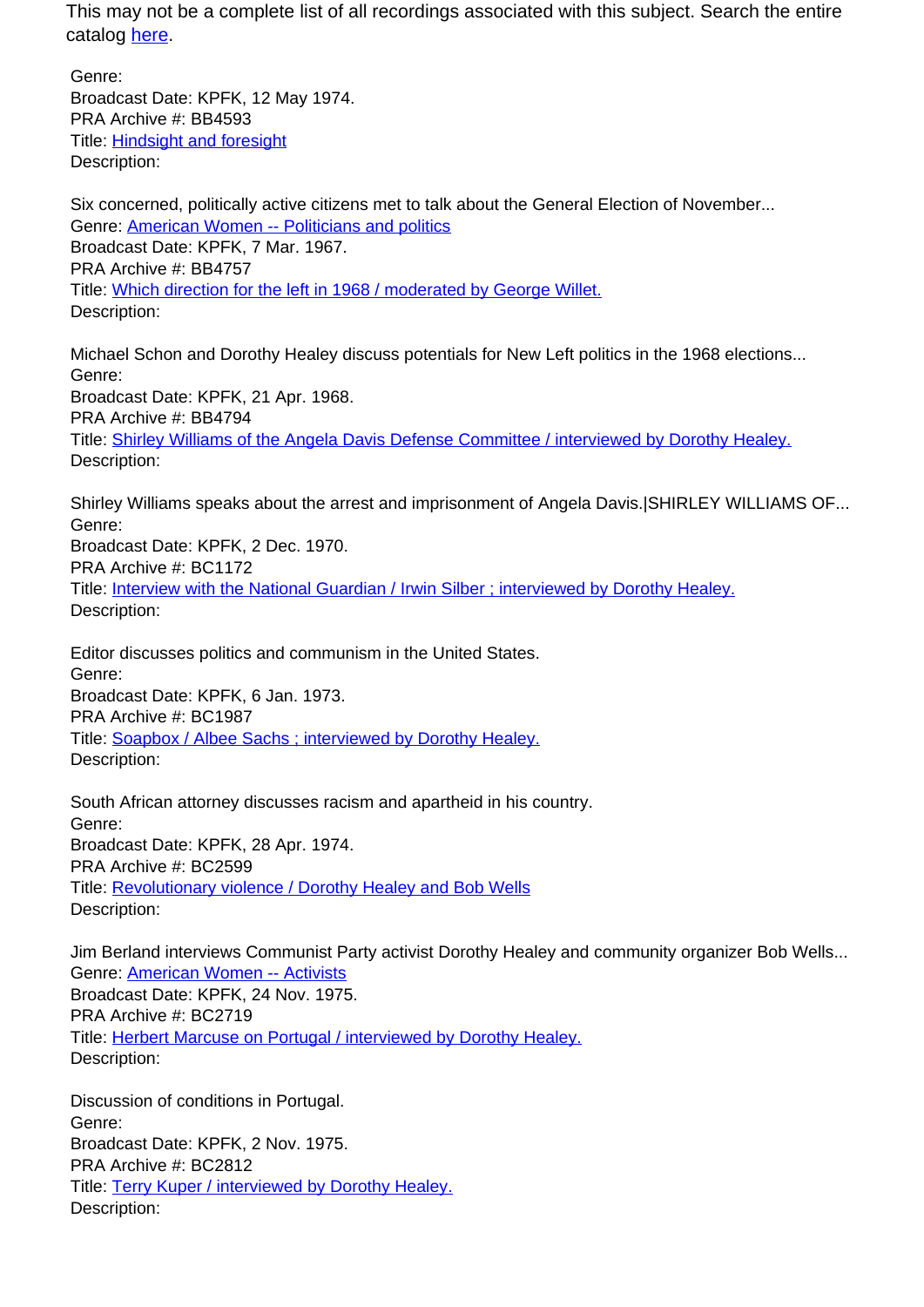This may not be a complete list of all recordings associated with this subject. Search the entire catalog here.

Genre:
Broadcast Date: KPFK, 12 May 1974.
PRA Archive #: BB4593
Title: Hindsight and foresight
Description:

Six concerned, politically active citizens met to talk about the General Election of November...
Genre: American Women -- Politicians and politics
Broadcast Date: KPFK, 7 Mar. 1967.
PRA Archive #: BB4757
Title: Which direction for the left in 1968 / moderated by George Willet.
Description:

Michael Schon and Dorothy Healey discuss potentials for New Left politics in the 1968 elections...
Genre:
Broadcast Date: KPFK, 21 Apr. 1968.
PRA Archive #: BB4794
Title: Shirley Williams of the Angela Davis Defense Committee / interviewed by Dorothy Healey.
Description:

Shirley Williams speaks about the arrest and imprisonment of Angela Davis.|SHIRLEY WILLIAMS OF...
Genre:
Broadcast Date: KPFK, 2 Dec. 1970.
PRA Archive #: BC1172
Title: Interview with the National Guardian / Irwin Silber ; interviewed by Dorothy Healey.
Description:

Editor discusses politics and communism in the United States.
Genre:
Broadcast Date: KPFK, 6 Jan. 1973.
PRA Archive #: BC1987
Title: Soapbox / Albee Sachs ; interviewed by Dorothy Healey.
Description:

South African attorney discusses racism and apartheid in his country.
Genre:
Broadcast Date: KPFK, 28 Apr. 1974.
PRA Archive #: BC2599
Title: Revolutionary violence / Dorothy Healey and Bob Wells
Description:

Jim Berland interviews Communist Party activist Dorothy Healey and community organizer Bob Wells...
Genre: American Women -- Activists
Broadcast Date: KPFK, 24 Nov. 1975.
PRA Archive #: BC2719
Title: Herbert Marcuse on Portugal / interviewed by Dorothy Healey.
Description:

Discussion of conditions in Portugal.
Genre:
Broadcast Date: KPFK, 2 Nov. 1975.
PRA Archive #: BC2812
Title: Terry Kuper / interviewed by Dorothy Healey.
Description: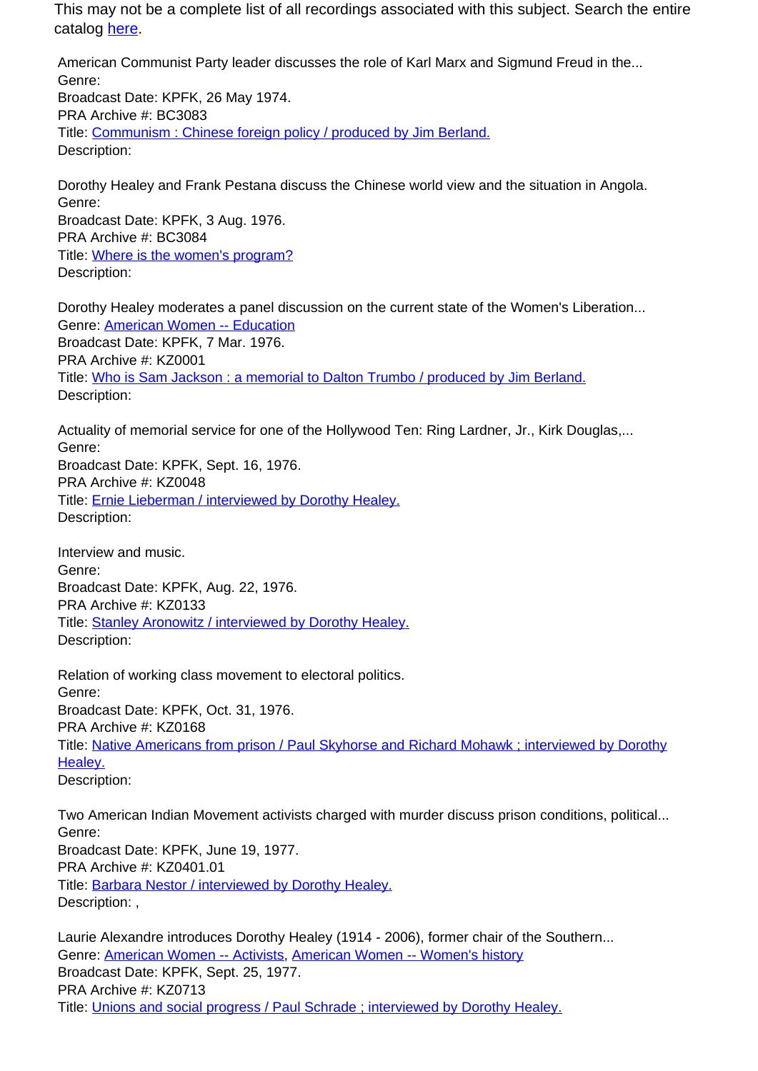This may not be a complete list of all recordings associated with this subject. Search the entire catalog here.

American Communist Party leader discusses the role of Karl Marx and Sigmund Freud in the...
Genre:
Broadcast Date: KPFK, 26 May 1974.
PRA Archive #: BC3083
Title: Communism : Chinese foreign policy / produced by Jim Berland.
Description:

Dorothy Healey and Frank Pestana discuss the Chinese world view and the situation in Angola.
Genre:
Broadcast Date: KPFK, 3 Aug. 1976.
PRA Archive #: BC3084
Title: Where is the women's program?
Description:

Dorothy Healey moderates a panel discussion on the current state of the Women's Liberation...
Genre: American Women -- Education
Broadcast Date: KPFK, 7 Mar. 1976.
PRA Archive #: KZ0001
Title: Who is Sam Jackson : a memorial to Dalton Trumbo / produced by Jim Berland.
Description:

Actuality of memorial service for one of the Hollywood Ten: Ring Lardner, Jr., Kirk Douglas,...
Genre:
Broadcast Date: KPFK, Sept. 16, 1976.
PRA Archive #: KZ0048
Title: Ernie Lieberman / interviewed by Dorothy Healey.
Description:

Interview and music.
Genre:
Broadcast Date: KPFK, Aug. 22, 1976.
PRA Archive #: KZ0133
Title: Stanley Aronowitz / interviewed by Dorothy Healey.
Description:

Relation of working class movement to electoral politics.
Genre:
Broadcast Date: KPFK, Oct. 31, 1976.
PRA Archive #: KZ0168
Title: Native Americans from prison / Paul Skyhorse and Richard Mohawk ; interviewed by Dorothy Healey.
Description:

Two American Indian Movement activists charged with murder discuss prison conditions, political...
Genre:
Broadcast Date: KPFK, June 19, 1977.
PRA Archive #: KZ0401.01
Title: Barbara Nestor / interviewed by Dorothy Healey.
Description: ,

Laurie Alexandre introduces Dorothy Healey (1914 - 2006), former chair of the Southern...
Genre: American Women -- Activists, American Women -- Women's history
Broadcast Date: KPFK, Sept. 25, 1977.
PRA Archive #: KZ0713
Title: Unions and social progress / Paul Schrade ; interviewed by Dorothy Healey.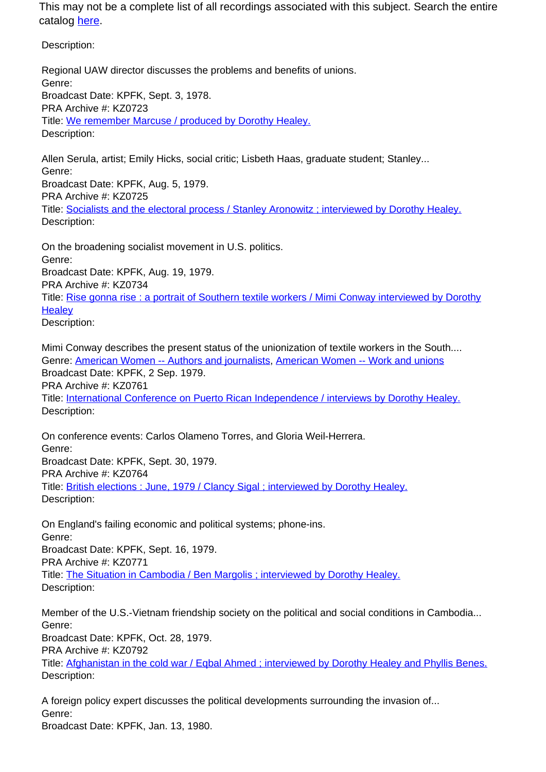This may not be a complete list of all recordings associated with this subject. Search the entire catalog here.

Description:

Regional UAW director discusses the problems and benefits of unions.
Genre:
Broadcast Date: KPFK, Sept. 3, 1978.
PRA Archive #: KZ0723
Title: We remember Marcuse / produced by Dorothy Healey.
Description:

Allen Serula, artist; Emily Hicks, social critic; Lisbeth Haas, graduate student; Stanley...
Genre:
Broadcast Date: KPFK, Aug. 5, 1979.
PRA Archive #: KZ0725
Title: Socialists and the electoral process / Stanley Aronowitz ; interviewed by Dorothy Healey.
Description:

On the broadening socialist movement in U.S. politics.
Genre:
Broadcast Date: KPFK, Aug. 19, 1979.
PRA Archive #: KZ0734
Title: Rise gonna rise : a portrait of Southern textile workers / Mimi Conway interviewed by Dorothy Healey
Description:

Mimi Conway describes the present status of the unionization of textile workers in the South....
Genre: American Women -- Authors and journalists, American Women -- Work and unions
Broadcast Date: KPFK, 2 Sep. 1979.
PRA Archive #: KZ0761
Title: International Conference on Puerto Rican Independence / interviews by Dorothy Healey.
Description:

On conference events: Carlos Olameno Torres, and Gloria Weil-Herrera.
Genre:
Broadcast Date: KPFK, Sept. 30, 1979.
PRA Archive #: KZ0764
Title: British elections : June, 1979 / Clancy Sigal ; interviewed by Dorothy Healey.
Description:

On England's failing economic and political systems; phone-ins.
Genre:
Broadcast Date: KPFK, Sept. 16, 1979.
PRA Archive #: KZ0771
Title: The Situation in Cambodia / Ben Margolis ; interviewed by Dorothy Healey.
Description:

Member of the U.S.-Vietnam friendship society on the political and social conditions in Cambodia...
Genre:
Broadcast Date: KPFK, Oct. 28, 1979.
PRA Archive #: KZ0792
Title: Afghanistan in the cold war / Eqbal Ahmed ; interviewed by Dorothy Healey and Phyllis Benes.
Description:

A foreign policy expert discusses the political developments surrounding the invasion of...
Genre:
Broadcast Date: KPFK, Jan. 13, 1980.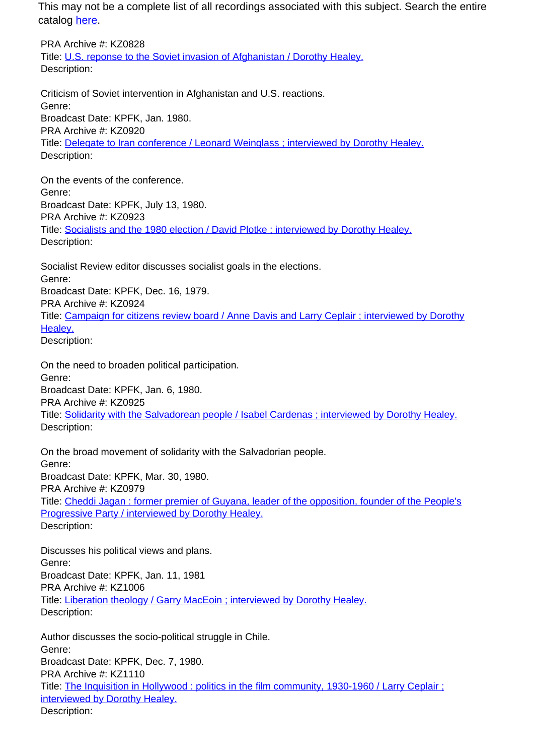This may not be a complete list of all recordings associated with this subject. Search the entire catalog here.

PRA Archive #: KZ0828
Title: U.S. reponse to the Soviet invasion of Afghanistan / Dorothy Healey.
Description:

Criticism of Soviet intervention in Afghanistan and U.S. reactions.
Genre:
Broadcast Date: KPFK, Jan. 1980.
PRA Archive #: KZ0920
Title: Delegate to Iran conference / Leonard Weinglass ; interviewed by Dorothy Healey.
Description:

On the events of the conference.
Genre:
Broadcast Date: KPFK, July 13, 1980.
PRA Archive #: KZ0923
Title: Socialists and the 1980 election / David Plotke ; interviewed by Dorothy Healey.
Description:

Socialist Review editor discusses socialist goals in the elections.
Genre:
Broadcast Date: KPFK, Dec. 16, 1979.
PRA Archive #: KZ0924
Title: Campaign for citizens review board / Anne Davis and Larry Ceplair ; interviewed by Dorothy Healey.
Description:

On the need to broaden political participation.
Genre:
Broadcast Date: KPFK, Jan. 6, 1980.
PRA Archive #: KZ0925
Title: Solidarity with the Salvadorean people / Isabel Cardenas ; interviewed by Dorothy Healey.
Description:

On the broad movement of solidarity with the Salvadorian people.
Genre:
Broadcast Date: KPFK, Mar. 30, 1980.
PRA Archive #: KZ0979
Title: Cheddi Jagan : former premier of Guyana, leader of the opposition, founder of the People's Progressive Party / interviewed by Dorothy Healey.
Description:

Discusses his political views and plans.
Genre:
Broadcast Date: KPFK, Jan. 11, 1981
PRA Archive #: KZ1006
Title: Liberation theology / Garry MacEoin ; interviewed by Dorothy Healey.
Description:

Author discusses the socio-political struggle in Chile.
Genre:
Broadcast Date: KPFK, Dec. 7, 1980.
PRA Archive #: KZ1110
Title: The Inquisition in Hollywood : politics in the film community, 1930-1960 / Larry Ceplair ; interviewed by Dorothy Healey.
Description: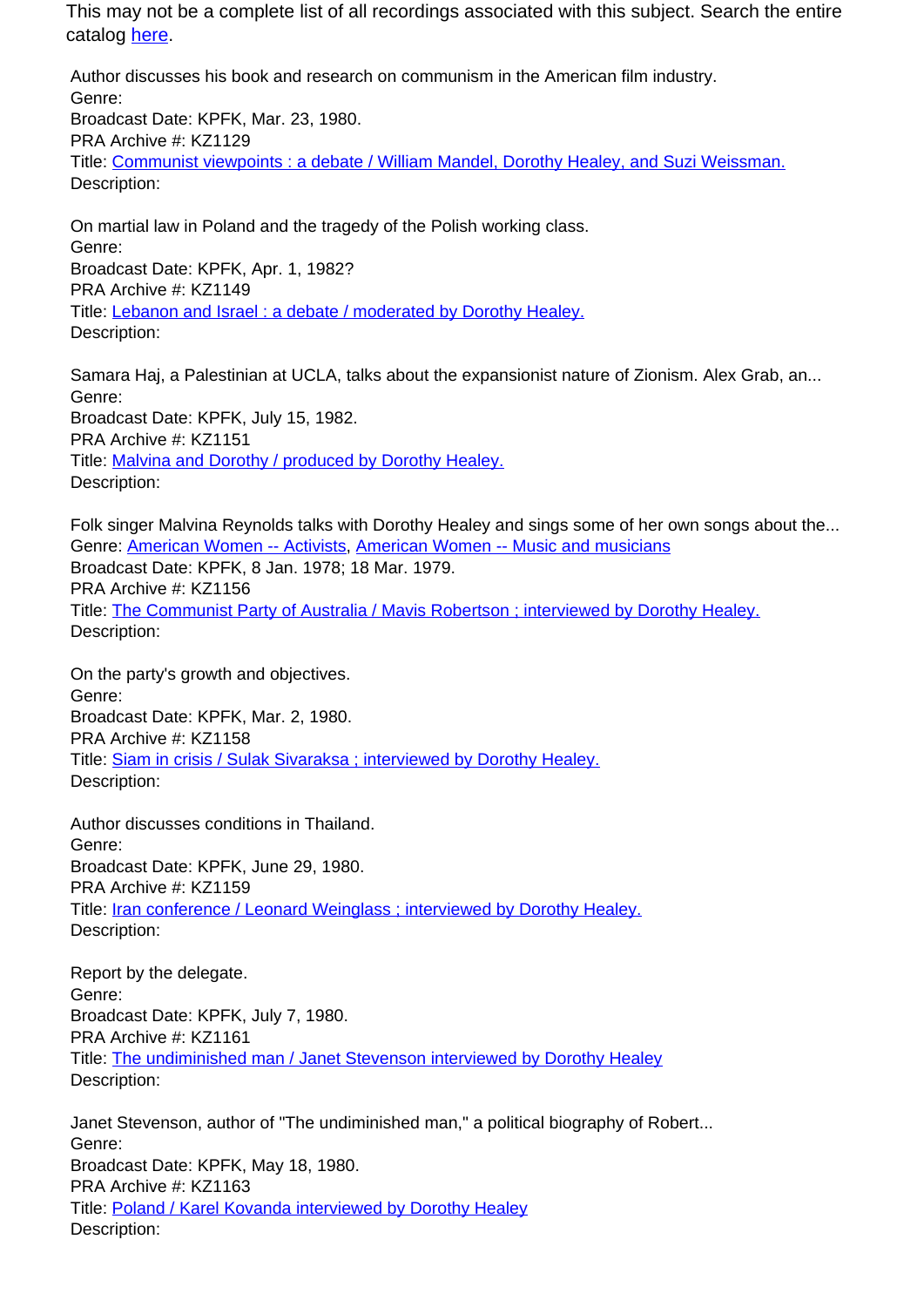This may not be a complete list of all recordings associated with this subject. Search the entire catalog here.

Author discusses his book and research on communism in the American film industry.
Genre:
Broadcast Date: KPFK, Mar. 23, 1980.
PRA Archive #: KZ1129
Title: Communist viewpoints : a debate / William Mandel, Dorothy Healey, and Suzi Weissman.
Description:

On martial law in Poland and the tragedy of the Polish working class.
Genre:
Broadcast Date: KPFK, Apr. 1, 1982?
PRA Archive #: KZ1149
Title: Lebanon and Israel : a debate / moderated by Dorothy Healey.
Description:

Samara Haj, a Palestinian at UCLA, talks about the expansionist nature of Zionism. Alex Grab, an...
Genre:
Broadcast Date: KPFK, July 15, 1982.
PRA Archive #: KZ1151
Title: Malvina and Dorothy / produced by Dorothy Healey.
Description:

Folk singer Malvina Reynolds talks with Dorothy Healey and sings some of her own songs about the...
Genre: American Women -- Activists, American Women -- Music and musicians
Broadcast Date: KPFK, 8 Jan. 1978; 18 Mar. 1979.
PRA Archive #: KZ1156
Title: The Communist Party of Australia / Mavis Robertson ; interviewed by Dorothy Healey.
Description:

On the party's growth and objectives.
Genre:
Broadcast Date: KPFK, Mar. 2, 1980.
PRA Archive #: KZ1158
Title: Siam in crisis / Sulak Sivaraksa ; interviewed by Dorothy Healey.
Description:

Author discusses conditions in Thailand.
Genre:
Broadcast Date: KPFK, June 29, 1980.
PRA Archive #: KZ1159
Title: Iran conference / Leonard Weinglass ; interviewed by Dorothy Healey.
Description:

Report by the delegate.
Genre:
Broadcast Date: KPFK, July 7, 1980.
PRA Archive #: KZ1161
Title: The undiminished man / Janet Stevenson interviewed by Dorothy Healey
Description:

Janet Stevenson, author of "The undiminished man," a political biography of Robert...
Genre:
Broadcast Date: KPFK, May 18, 1980.
PRA Archive #: KZ1163
Title: Poland / Karel Kovanda interviewed by Dorothy Healey
Description: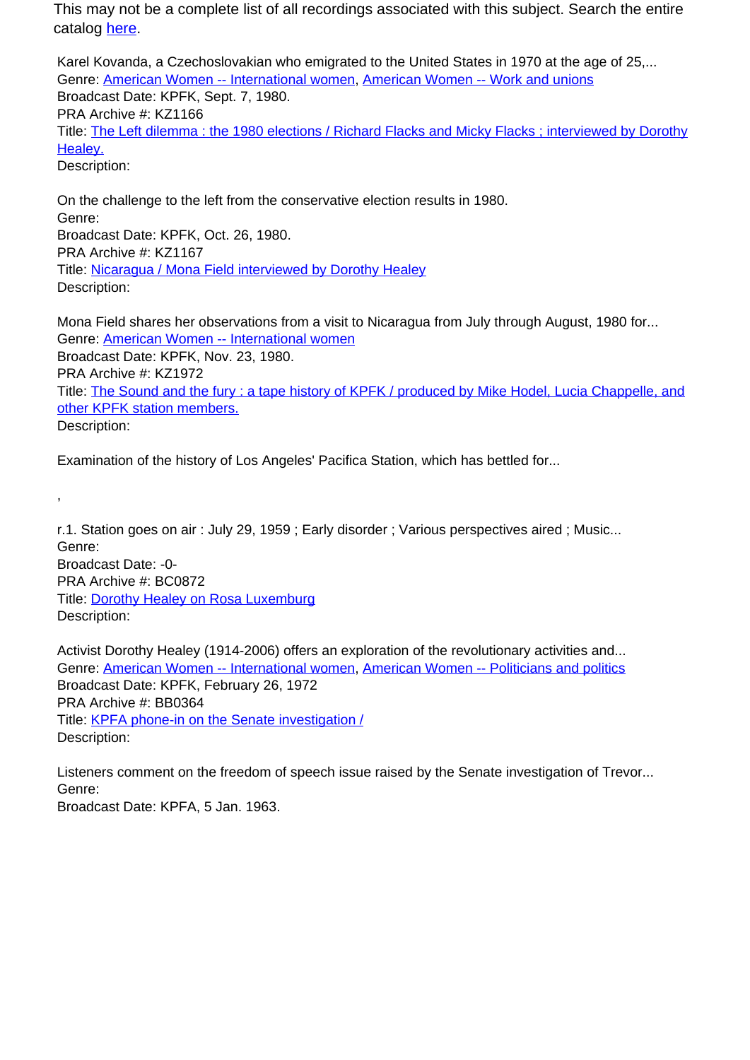This may not be a complete list of all recordings associated with this subject. Search the entire catalog here.

Karel Kovanda, a Czechoslovakian who emigrated to the United States in 1970 at the age of 25,...
Genre: American Women -- International women, American Women -- Work and unions
Broadcast Date: KPFK, Sept. 7, 1980.
PRA Archive #: KZ1166
Title: The Left dilemma : the 1980 elections / Richard Flacks and Micky Flacks ; interviewed by Dorothy Healey.
Description:

On the challenge to the left from the conservative election results in 1980.
Genre:
Broadcast Date: KPFK, Oct. 26, 1980.
PRA Archive #: KZ1167
Title: Nicaragua / Mona Field interviewed by Dorothy Healey
Description:

Mona Field shares her observations from a visit to Nicaragua from July through August, 1980 for...
Genre: American Women -- International women
Broadcast Date: KPFK, Nov. 23, 1980.
PRA Archive #: KZ1972
Title: The Sound and the fury : a tape history of KPFK / produced by Mike Hodel, Lucia Chappelle, and other KPFK station members.
Description:

Examination of the history of Los Angeles' Pacifica Station, which has bettled for...

,

r.1. Station goes on air : July 29, 1959 ; Early disorder ; Various perspectives aired ; Music...
Genre:
Broadcast Date: -0-
PRA Archive #: BC0872
Title: Dorothy Healey on Rosa Luxemburg
Description:

Activist Dorothy Healey (1914-2006) offers an exploration of the revolutionary activities and...
Genre: American Women -- International women, American Women -- Politicians and politics
Broadcast Date: KPFK, February 26, 1972
PRA Archive #: BB0364
Title: KPFA phone-in on the Senate investigation /
Description:

Listeners comment on the freedom of speech issue raised by the Senate investigation of Trevor...
Genre:
Broadcast Date: KPFA, 5 Jan. 1963.